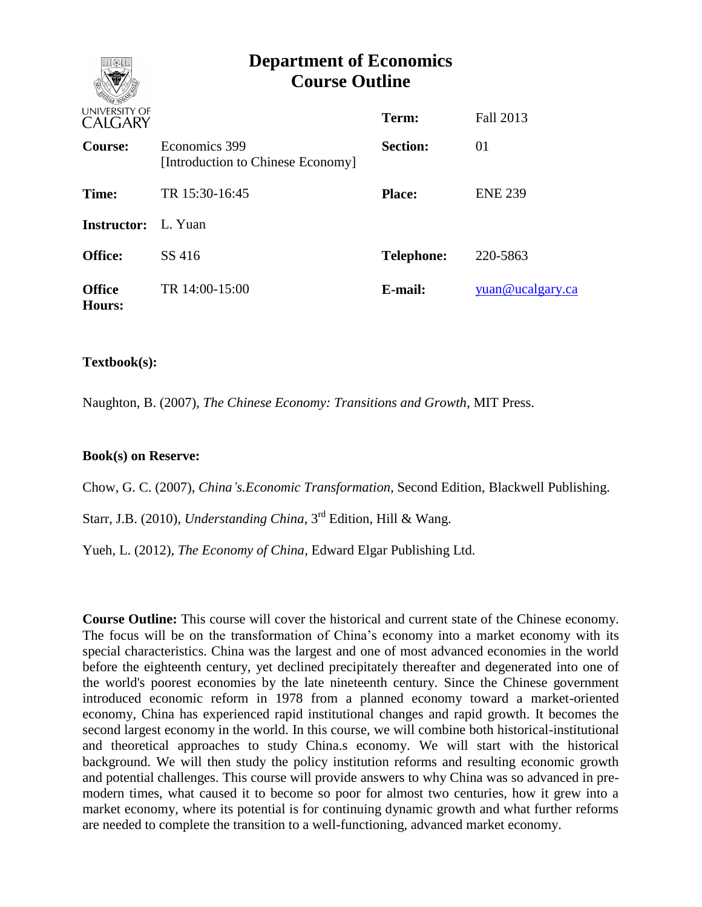# Department of Economics
# Course Outline

UNIVERSITY OF CALGARY

| | | | |
|---|---|---|---|
| **Course:** | Economics 399 [Introduction to Chinese Economy] | **Term:** | Fall 2013 |
| | | **Section:** | 01 |
| **Time:** | TR 15:30-16:45 | **Place:** | ENE 239 |
| **Instructor:** | L. Yuan | | |
| **Office:** | SS 416 | **Telephone:** | 220-5863 |
| **Office Hours:** | TR 14:00-15:00 | **E-mail:** | yuan@ucalgary.ca |

**Textbook(s):**

Naughton, B. (2007), *The Chinese Economy: Transitions and Growth*, MIT Press.

**Book(s) on Reserve:**

Chow, G. C. (2007), *China's.Economic Transformation*, Second Edition, Blackwell Publishing.

Starr, J.B. (2010), *Understanding China*, 3rd Edition, Hill & Wang.

Yueh, L. (2012), *The Economy of China*, Edward Elgar Publishing Ltd.

**Course Outline:** This course will cover the historical and current state of the Chinese economy. The focus will be on the transformation of China's economy into a market economy with its special characteristics. China was the largest and one of most advanced economies in the world before the eighteenth century, yet declined precipitately thereafter and degenerated into one of the world's poorest economies by the late nineteenth century. Since the Chinese government introduced economic reform in 1978 from a planned economy toward a market-oriented economy, China has experienced rapid institutional changes and rapid growth. It becomes the second largest economy in the world. In this course, we will combine both historical-institutional and theoretical approaches to study China.s economy. We will start with the historical background. We will then study the policy institution reforms and resulting economic growth and potential challenges. This course will provide answers to why China was so advanced in pre-modern times, what caused it to become so poor for almost two centuries, how it grew into a market economy, where its potential is for continuing dynamic growth and what further reforms are needed to complete the transition to a well-functioning, advanced market economy.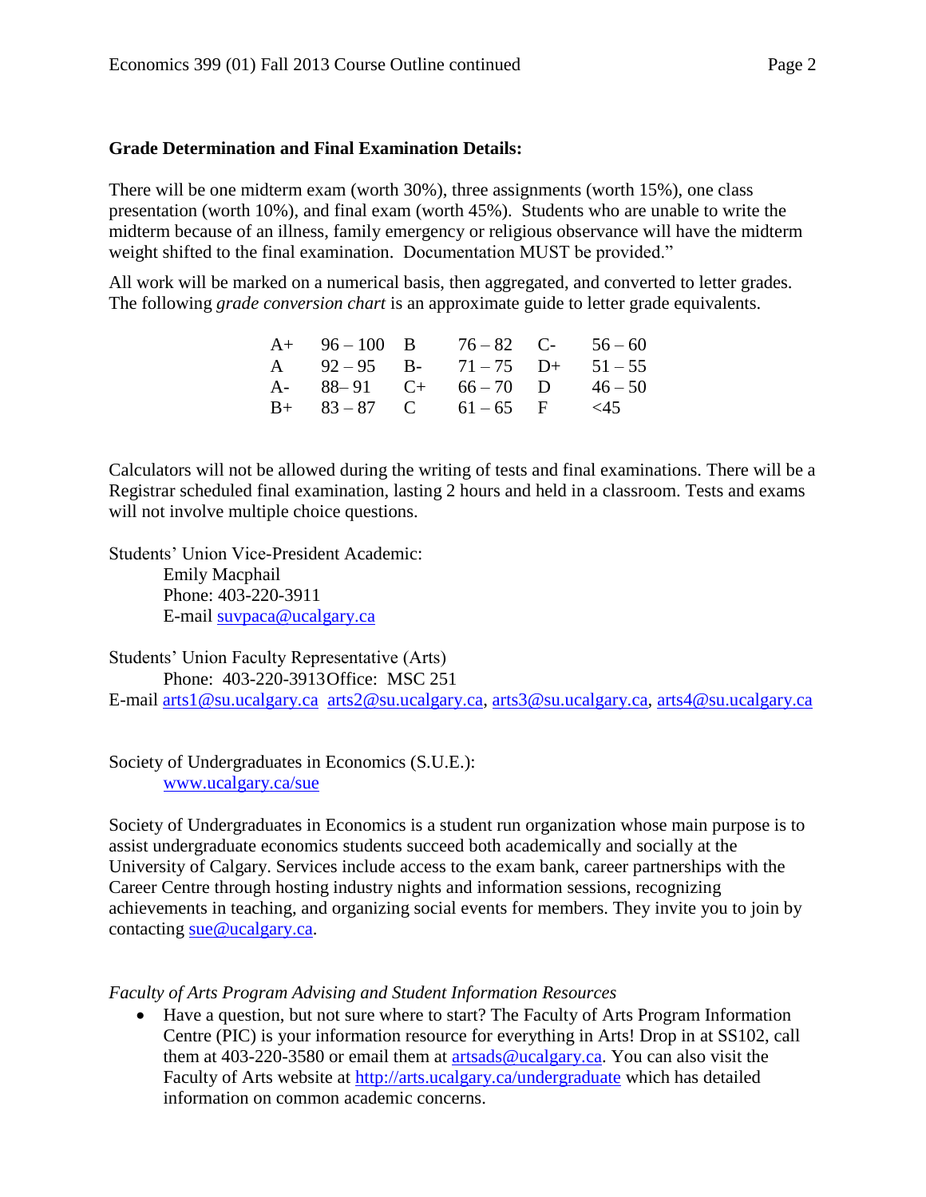**Grade Determination and Final Examination Details:**

There will be one midterm exam (worth 30%), three assignments (worth 15%), one class presentation (worth 10%), and final exam (worth 45%). Students who are unable to write the midterm because of an illness, family emergency or religious observance will have the midterm weight shifted to the final examination. Documentation MUST be provided."

All work will be marked on a numerical basis, then aggregated, and converted to letter grades. The following *grade conversion chart* is an approximate guide to letter grade equivalents.

| | | | | | |
|---|---|---|---|---|---|
| A+ | 96 – 100 | B | 76 – 82 | C- | 56 – 60 |
| A | 92 – 95 | B- | 71 – 75 | D+ | 51 – 55 |
| A- | 88– 91 | C+ | 66 – 70 | D | 46 – 50 |
| B+ | 83 – 87 | C | 61 – 65 | F | <45 |

Calculators will not be allowed during the writing of tests and final examinations. There will be a Registrar scheduled final examination, lasting 2 hours and held in a classroom. Tests and exams will not involve multiple choice questions.

Students' Union Vice-President Academic:
Emily Macphail
Phone: 403-220-3911
E-mail suvpaca@ucalgary.ca

Students' Union Faculty Representative (Arts)
Phone: 403-220-3913 Office: MSC 251
E-mail arts1@su.ucalgary.ca arts2@su.ucalgary.ca, arts3@su.ucalgary.ca, arts4@su.ucalgary.ca

Society of Undergraduates in Economics (S.U.E.):
www.ucalgary.ca/sue

Society of Undergraduates in Economics is a student run organization whose main purpose is to assist undergraduate economics students succeed both academically and socially at the University of Calgary. Services include access to the exam bank, career partnerships with the Career Centre through hosting industry nights and information sessions, recognizing achievements in teaching, and organizing social events for members. They invite you to join by contacting sue@ucalgary.ca.

*Faculty of Arts Program Advising and Student Information Resources*

- Have a question, but not sure where to start? The Faculty of Arts Program Information Centre (PIC) is your information resource for everything in Arts! Drop in at SS102, call them at 403-220-3580 or email them at artsads@ucalgary.ca. You can also visit the Faculty of Arts website at http://arts.ucalgary.ca/undergraduate which has detailed information on common academic concerns.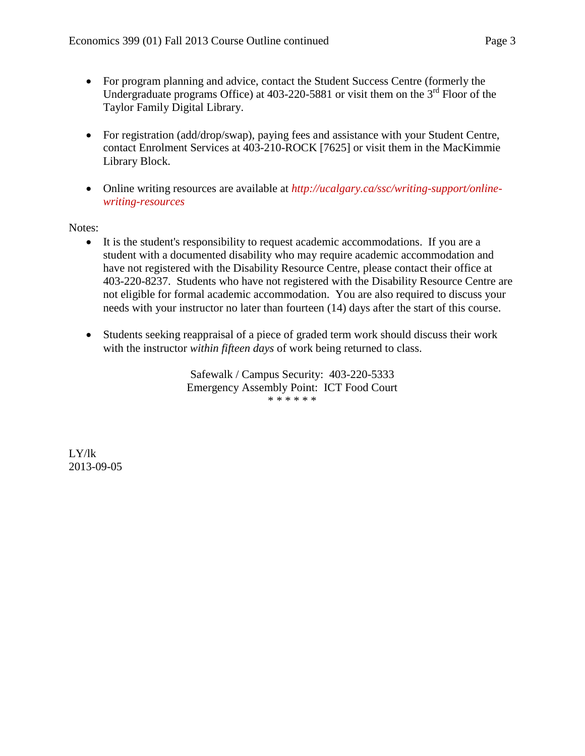- For program planning and advice, contact the Student Success Centre (formerly the Undergraduate programs Office) at 403-220-5881 or visit them on the 3rd Floor of the Taylor Family Digital Library.

- For registration (add/drop/swap), paying fees and assistance with your Student Centre, contact Enrolment Services at 403-210-ROCK [7625] or visit them in the MacKimmie Library Block.

- Online writing resources are available at *http://ucalgary.ca/ssc/writing-support/online-writing-resources*

Notes:

- It is the student's responsibility to request academic accommodations. If you are a student with a documented disability who may require academic accommodation and have not registered with the Disability Resource Centre, please contact their office at 403-220-8237. Students who have not registered with the Disability Resource Centre are not eligible for formal academic accommodation. You are also required to discuss your needs with your instructor no later than fourteen (14) days after the start of this course.

- Students seeking reappraisal of a piece of graded term work should discuss their work with the instructor *within fifteen days* of work being returned to class.

Safewalk / Campus Security: 403-220-5333
Emergency Assembly Point: ICT Food Court
* * * * * *

LY/lk
2013-09-05